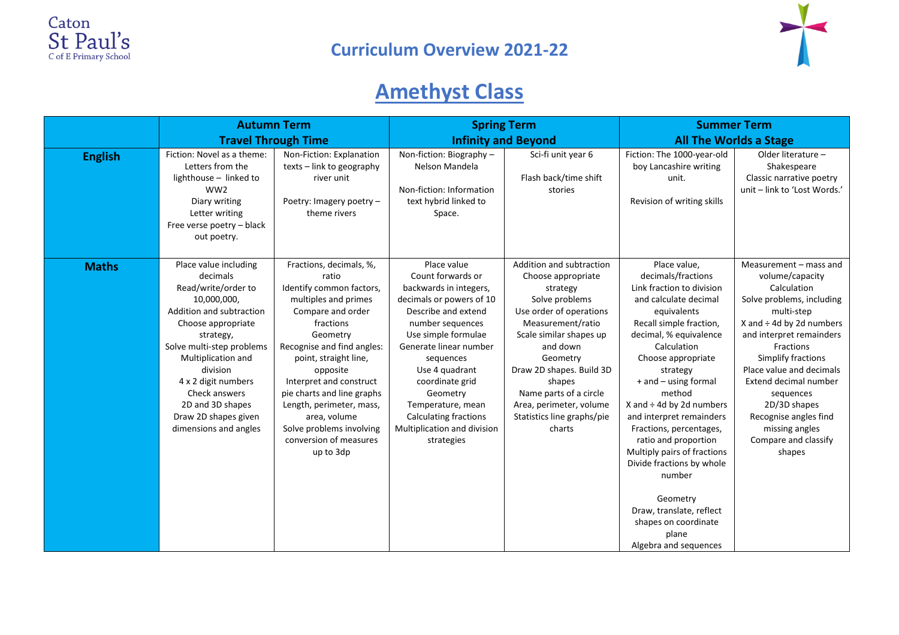Caton St Paul's C of E Primary School

## Curriculum Overview 2021-22

# Amethyst Class

| | Autumn Term Travel Through Time | | Spring Term Infinity and Beyond | | Summer Term All The Worlds a Stage | |
|---|---|---|---|---|---|---|
| **English** | Fiction: Novel as a theme: Letters from the lighthouse – linked to WW2<br>Diary writing<br>Letter writing<br>Free verse poetry – black out poetry. | Non-Fiction: Explanation texts – link to geography river unit<br><br>Poetry: Imagery poetry – theme rivers | Non-fiction: Biography – Nelson Mandela<br><br>Non-fiction: Information text hybrid linked to Space. | Sci-fi unit year 6<br><br>Flash back/time shift stories | Fiction: The 1000-year-old boy Lancashire writing unit.<br><br>Revision of writing skills | Older literature – Shakespeare<br>Classic narrative poetry unit – link to 'Lost Words.' |
| **Maths** | Place value including decimals<br>Read/write/order to 10,000,000,<br>Addition and subtraction<br>Choose appropriate strategy,<br>Solve multi-step problems<br>Multiplication and division<br>4 x 2 digit numbers<br>Check answers<br>2D and 3D shapes<br>Draw 2D shapes given dimensions and angles | Fractions, decimals, %, ratio<br>Identify common factors, multiples and primes<br>Compare and order fractions<br>Geometry<br>Recognise and find angles: point, straight line, opposite<br>Interpret and construct pie charts and line graphs<br>Length, perimeter, mass, area, volume<br>Solve problems involving conversion of measures up to 3dp | Place value<br>Count forwards or backwards in integers, decimals or powers of 10<br>Describe and extend number sequences<br>Use simple formulae<br>Generate linear number sequences<br>Use 4 quadrant coordinate grid<br>Geometry<br>Temperature, mean<br>Calculating fractions<br>Multiplication and division strategies | Addition and subtraction<br>Choose appropriate strategy<br>Solve problems<br>Use order of operations<br>Measurement/ratio<br>Scale similar shapes up and down<br>Geometry<br>Draw 2D shapes. Build 3D shapes<br>Name parts of a circle<br>Area, perimeter, volume<br>Statistics line graphs/pie charts | Place value, decimals/fractions<br>Link fraction to division and calculate decimal equivalents<br>Recall simple fraction, decimal, % equivalence<br>Calculation<br>Choose appropriate strategy<br>+ and – using formal method<br>X and ÷ 4d by 2d numbers and interpret remainders<br>Fractions, percentages, ratio and proportion<br>Multiply pairs of fractions<br>Divide fractions by whole number<br><br>Geometry<br>Draw, translate, reflect shapes on coordinate plane<br>Algebra and sequences | Measurement – mass and volume/capacity<br>Calculation<br>Solve problems, including multi-step<br>X and ÷ 4d by 2d numbers and interpret remainders<br>Fractions<br>Simplify fractions<br>Place value and decimals<br>Extend decimal number sequences<br>2D/3D shapes<br>Recognise angles find missing angles<br>Compare and classify shapes |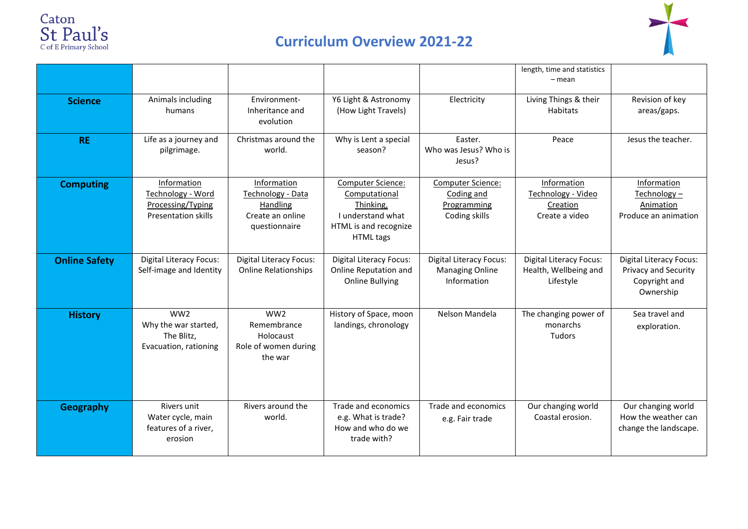# Curriculum Overview 2021-22

| | | | | | | |
|---|---|---|---|---|---|---|
| | | | | | length, time and statistics – mean | |
| **Science** | Animals including humans | Environment- Inheritance and evolution | Y6 Light & Astronomy (How Light Travels) | Electricity | Living Things & their Habitats | Revision of key areas/gaps. |
| **RE** | Life as a journey and pilgrimage. | Christmas around the world. | Why is Lent a special season? | Easter. Who was Jesus? Who is Jesus? | Peace | Jesus the teacher. |
| **Computing** | Information Technology - Word Processing/Typing Presentation skills | Information Technology - Data Handling Create an online questionnaire | Computer Science: Computational Thinking, I understand what HTML is and recognize HTML tags | Computer Science: Coding and Programming Coding skills | Information Technology - Video Creation Create a video | Information Technology – Animation Produce an animation |
| **Online Safety** | Digital Literacy Focus: Self-image and Identity | Digital Literacy Focus: Online Relationships | Digital Literacy Focus: Online Reputation and Online Bullying | Digital Literacy Focus: Managing Online Information | Digital Literacy Focus: Health, Wellbeing and Lifestyle | Digital Literacy Focus: Privacy and Security Copyright and Ownership |
| **History** | WW2 Why the war started, The Blitz, Evacuation, rationing | WW2 Remembrance Holocaust Role of women during the war | History of Space, moon landings, chronology | Nelson Mandela | The changing power of monarchs Tudors | Sea travel and exploration. |
| **Geography** | Rivers unit Water cycle, main features of a river, erosion | Rivers around the world. | Trade and economics e.g. What is trade? How and who do we trade with? | Trade and economics e.g. Fair trade | Our changing world Coastal erosion. | Our changing world How the weather can change the landscape. |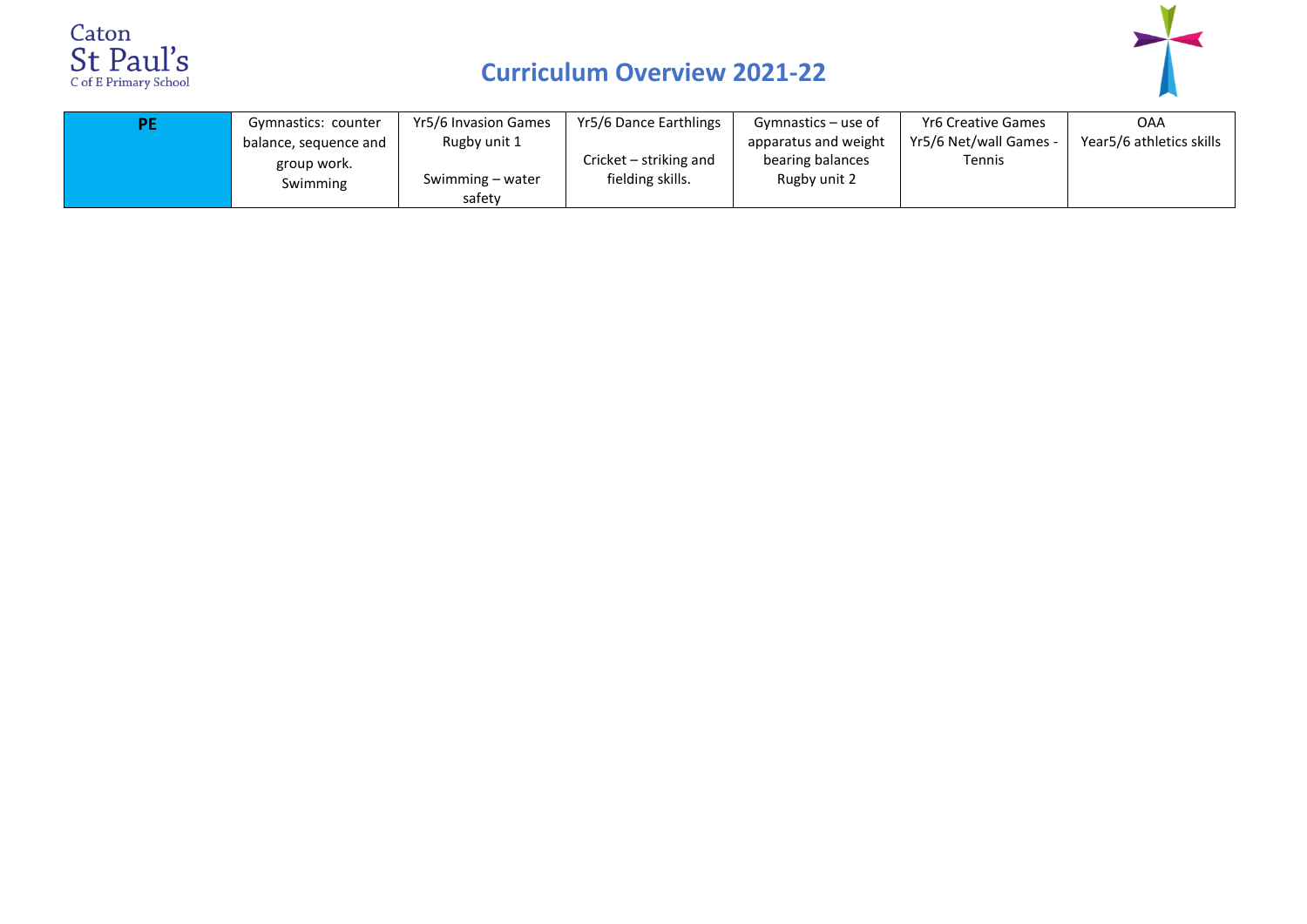Caton St Paul's C of E Primary School

# Curriculum Overview 2021-22

| PE | Gymnastics: counter balance, sequence and group work. Swimming | Yr5/6 Invasion Games Rugby unit 1<br><br>Swimming – water safety | Yr5/6 Dance Earthlings<br><br>Cricket – striking and fielding skills. | Gymnastics – use of apparatus and weight bearing balances Rugby unit 2 | Yr6 Creative Games Yr5/6 Net/wall Games - Tennis | OAA Year5/6 athletics skills |
|---|---|---|---|---|---|---|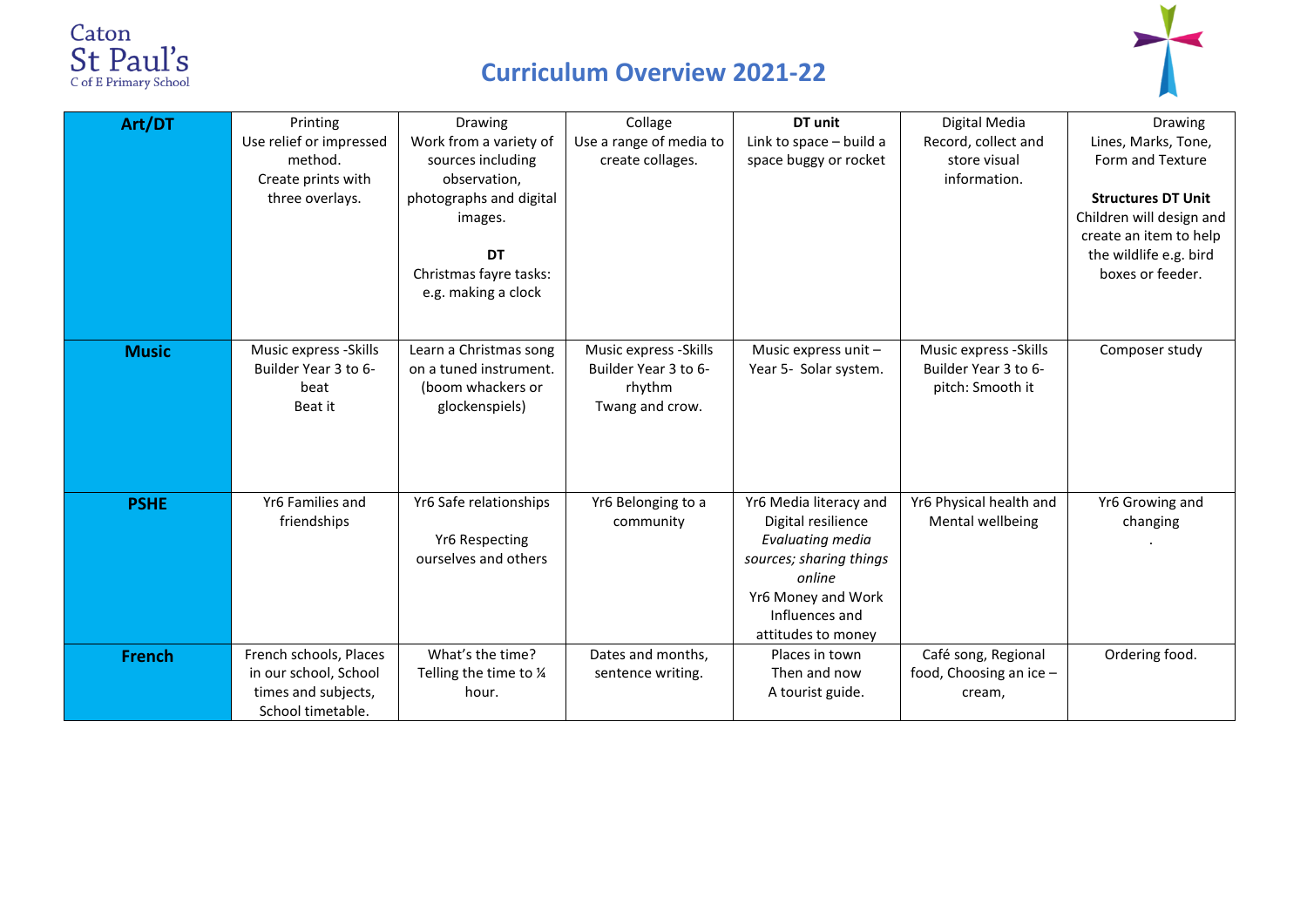Caton St Paul's C of E Primary School

# Curriculum Overview 2021-22

| | | | | | | |
|---|---|---|---|---|---|---|
| **Art/DT** | Printing<br>Use relief or impressed method.<br>Create prints with three overlays. | Drawing<br>Work from a variety of sources including observation, photographs and digital images.<br><br>**DT**<br>Christmas fayre tasks: e.g. making a clock | Collage<br>Use a range of media to create collages. | **DT unit**<br>Link to space – build a space buggy or rocket | Digital Media<br>Record, collect and store visual information. | Drawing<br>Lines, Marks, Tone, Form and Texture<br><br>**Structures DT Unit**<br>Children will design and create an item to help the wildlife e.g. bird boxes or feeder. |
| **Music** | Music express -Skills Builder Year 3 to 6-beat<br>Beat it | Learn a Christmas song on a tuned instrument. (boom whackers or glockenspiels) | Music express -Skills Builder Year 3 to 6-rhythm<br>Twang and crow. | Music express unit – Year 5- Solar system. | Music express -Skills Builder Year 3 to 6-pitch: Smooth it | Composer study |
| **PSHE** | Yr6 Families and friendships | Yr6 Safe relationships<br><br>Yr6 Respecting ourselves and others | Yr6 Belonging to a community | Yr6 Media literacy and Digital resilience<br>*Evaluating media sources; sharing things online*<br>Yr6 Money and Work<br>Influences and attitudes to money | Yr6 Physical health and Mental wellbeing | Yr6 Growing and changing<br>. |
| **French** | French schools, Places in our school, School times and subjects, School timetable. | What's the time?<br>Telling the time to ¼ hour. | Dates and months, sentence writing. | Places in town<br>Then and now<br>A tourist guide. | Café song, Regional food, Choosing an ice – cream, | Ordering food. |